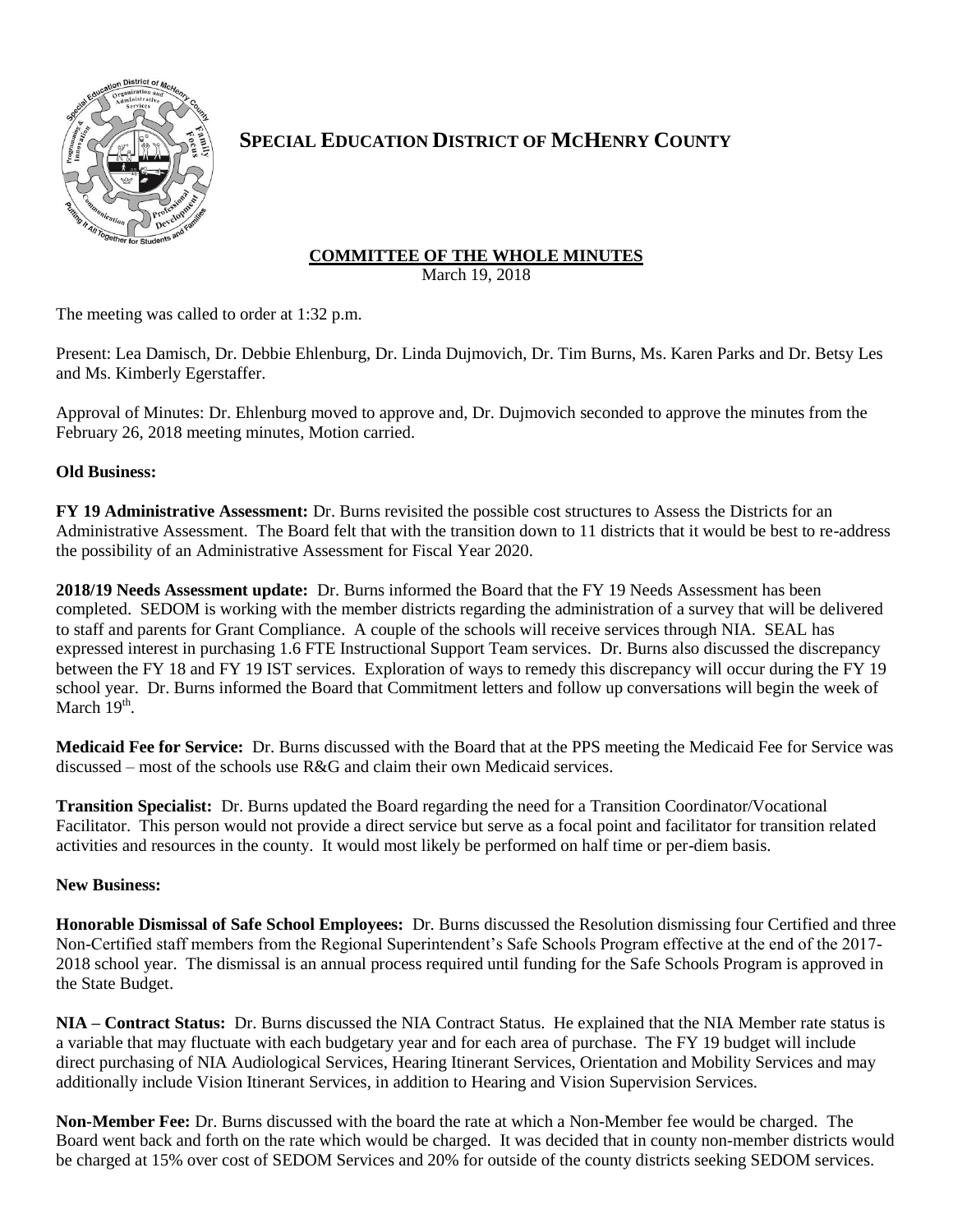# SPECIAL EDUCATION DISTRICT OF MCHENRY COUNTY

## COMMITTEE OF THE WHOLE MINUTES

March 19, 2018

The meeting was called to order at 1:32 p.m.

Present: Lea Damisch, Dr. Debbie Ehlenburg, Dr. Linda Dujmovich, Dr. Tim Burns, Ms. Karen Parks and Dr. Betsy Les and Ms. Kimberly Egerstaffer.

Approval of Minutes: Dr. Ehlenburg moved to approve and, Dr. Dujmovich seconded to approve the minutes from the February 26, 2018 meeting minutes, Motion carried.

**Old Business:**

**FY 19 Administrative Assessment:** Dr. Burns revisited the possible cost structures to Assess the Districts for an Administrative Assessment. The Board felt that with the transition down to 11 districts that it would be best to re-address the possibility of an Administrative Assessment for Fiscal Year 2020.

**2018/19 Needs Assessment update:** Dr. Burns informed the Board that the FY 19 Needs Assessment has been completed. SEDOM is working with the member districts regarding the administration of a survey that will be delivered to staff and parents for Grant Compliance. A couple of the schools will receive services through NIA. SEAL has expressed interest in purchasing 1.6 FTE Instructional Support Team services. Dr. Burns also discussed the discrepancy between the FY 18 and FY 19 IST services. Exploration of ways to remedy this discrepancy will occur during the FY 19 school year. Dr. Burns informed the Board that Commitment letters and follow up conversations will begin the week of March 19th.

**Medicaid Fee for Service:** Dr. Burns discussed with the Board that at the PPS meeting the Medicaid Fee for Service was discussed – most of the schools use R&G and claim their own Medicaid services.

**Transition Specialist:** Dr. Burns updated the Board regarding the need for a Transition Coordinator/Vocational Facilitator. This person would not provide a direct service but serve as a focal point and facilitator for transition related activities and resources in the county. It would most likely be performed on half time or per-diem basis.

**New Business:**

**Honorable Dismissal of Safe School Employees:** Dr. Burns discussed the Resolution dismissing four Certified and three Non-Certified staff members from the Regional Superintendent's Safe Schools Program effective at the end of the 2017-2018 school year. The dismissal is an annual process required until funding for the Safe Schools Program is approved in the State Budget.

**NIA – Contract Status:** Dr. Burns discussed the NIA Contract Status. He explained that the NIA Member rate status is a variable that may fluctuate with each budgetary year and for each area of purchase. The FY 19 budget will include direct purchasing of NIA Audiological Services, Hearing Itinerant Services, Orientation and Mobility Services and may additionally include Vision Itinerant Services, in addition to Hearing and Vision Supervision Services.

**Non-Member Fee:** Dr. Burns discussed with the board the rate at which a Non-Member fee would be charged. The Board went back and forth on the rate which would be charged. It was decided that in county non-member districts would be charged at 15% over cost of SEDOM Services and 20% for outside of the county districts seeking SEDOM services.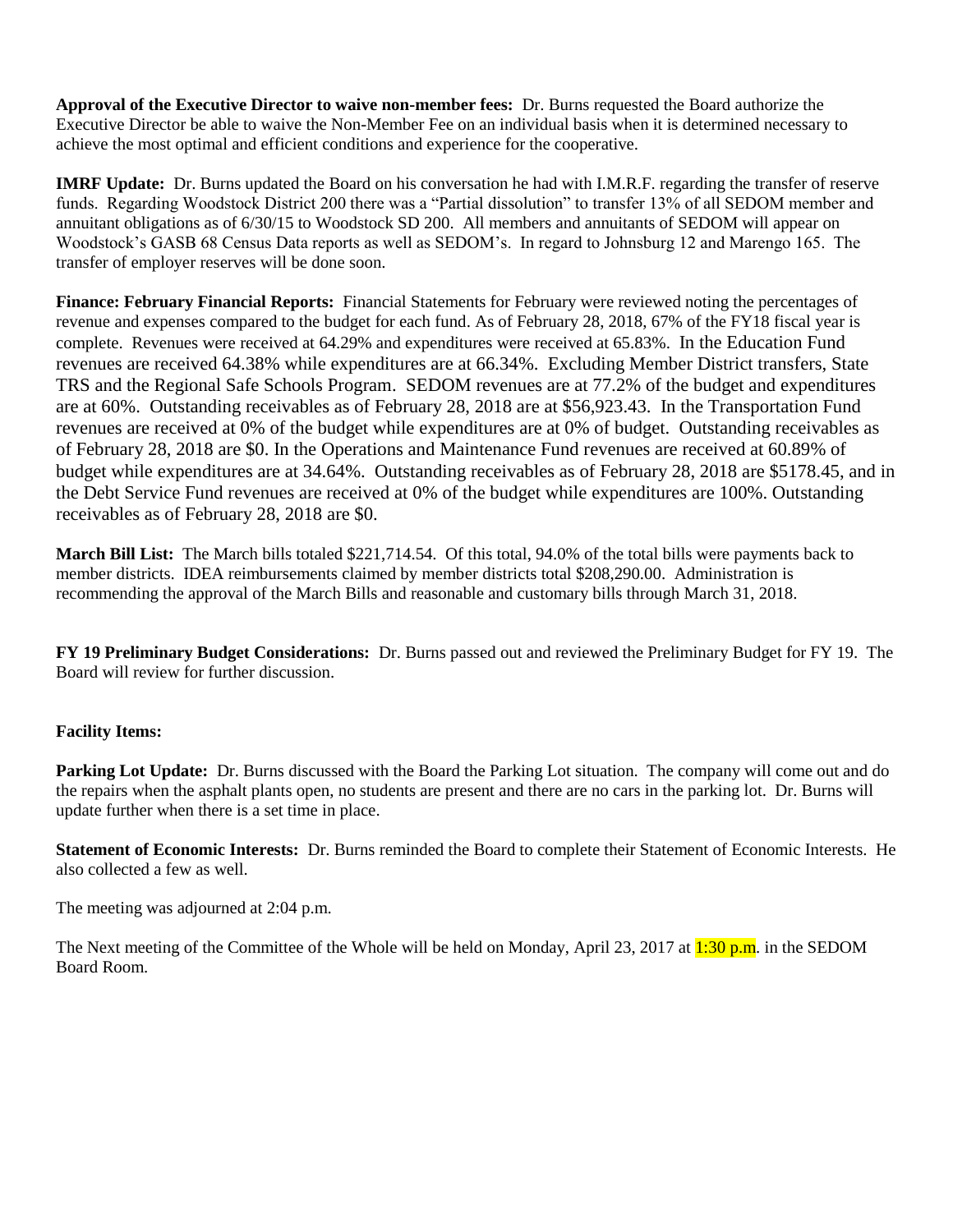**Approval of the Executive Director to waive non-member fees:** Dr. Burns requested the Board authorize the Executive Director be able to waive the Non-Member Fee on an individual basis when it is determined necessary to achieve the most optimal and efficient conditions and experience for the cooperative.

**IMRF Update:** Dr. Burns updated the Board on his conversation he had with I.M.R.F. regarding the transfer of reserve funds. Regarding Woodstock District 200 there was a "Partial dissolution" to transfer 13% of all SEDOM member and annuitant obligations as of 6/30/15 to Woodstock SD 200. All members and annuitants of SEDOM will appear on Woodstock's GASB 68 Census Data reports as well as SEDOM's. In regard to Johnsburg 12 and Marengo 165. The transfer of employer reserves will be done soon.

**Finance: February Financial Reports:** Financial Statements for February were reviewed noting the percentages of revenue and expenses compared to the budget for each fund. As of February 28, 2018, 67% of the FY18 fiscal year is complete. Revenues were received at 64.29% and expenditures were received at 65.83%. In the Education Fund revenues are received 64.38% while expenditures are at 66.34%. Excluding Member District transfers, State TRS and the Regional Safe Schools Program. SEDOM revenues are at 77.2% of the budget and expenditures are at 60%. Outstanding receivables as of February 28, 2018 are at $56,923.43. In the Transportation Fund revenues are received at 0% of the budget while expenditures are at 0% of budget. Outstanding receivables as of February 28, 2018 are $0. In the Operations and Maintenance Fund revenues are received at 60.89% of budget while expenditures are at 34.64%. Outstanding receivables as of February 28, 2018 are $5178.45, and in the Debt Service Fund revenues are received at 0% of the budget while expenditures are 100%. Outstanding receivables as of February 28, 2018 are $0.

**March Bill List:** The March bills totaled $221,714.54. Of this total, 94.0% of the total bills were payments back to member districts. IDEA reimbursements claimed by member districts total $208,290.00. Administration is recommending the approval of the March Bills and reasonable and customary bills through March 31, 2018.

**FY 19 Preliminary Budget Considerations:** Dr. Burns passed out and reviewed the Preliminary Budget for FY 19. The Board will review for further discussion.

**Facility Items:**

**Parking Lot Update:** Dr. Burns discussed with the Board the Parking Lot situation. The company will come out and do the repairs when the asphalt plants open, no students are present and there are no cars in the parking lot. Dr. Burns will update further when there is a set time in place.

**Statement of Economic Interests:** Dr. Burns reminded the Board to complete their Statement of Economic Interests. He also collected a few as well.

The meeting was adjourned at 2:04 p.m.

The Next meeting of the Committee of the Whole will be held on Monday, April 23, 2017 at 1:30 p.m. in the SEDOM Board Room.